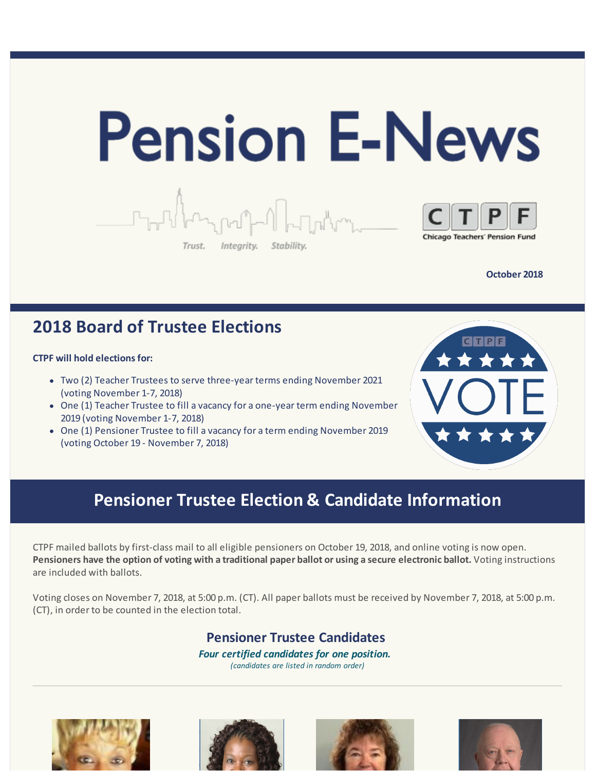# Pension E-News

Trust. Integrity. Stability.

Chicago Teachers' Pension Fund

**October 2018**

## 2018 Board of Trustee Elections

**CTPF will hold elections for:**

- Two (2) Teacher Trustees to serve three-year terms ending November 2021 (voting November 1-7, 2018)
- One (1) Teacher Trustee to fill a vacancy for a one-year term ending November 2019 (voting November 1-7, 2018)
- One (1) Pensioner Trustee to fill a vacancy for a term ending November 2019 (voting October 19 - November 7, 2018)

## Pensioner Trustee Election & Candidate Information

CTPF mailed ballots by first-class mail to all eligible pensioners on October 19, 2018, and online voting is now open. **Pensioners have the option of voting with a traditional paper ballot or using a secure electronic ballot.** Voting instructions are included with ballots.

Voting closes on November 7, 2018, at 5:00 p.m. (CT). All paper ballots must be received by November 7, 2018, at 5:00 p.m. (CT), in order to be counted in the election total.

### Pensioner Trustee Candidates

***Four certified candidates for one position.***

*(candidates are listed in random order)*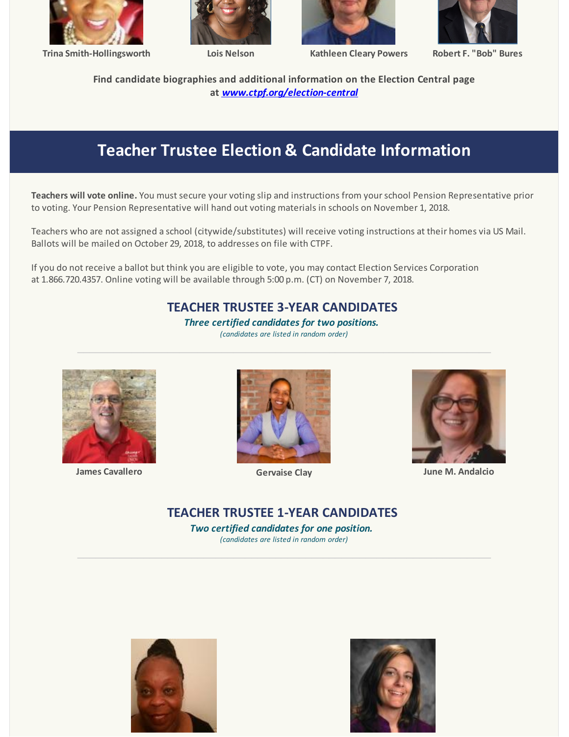**Trina Smith-Hollingsworth** **Lois Nelson** **Kathleen Cleary Powers** **Robert F. "Bob" Bures**

**Find candidate biographies and additional information on the Election Central page at *www.ctpf.org/election-central***

## Teacher Trustee Election & Candidate Information

**Teachers will vote online.** You must secure your voting slip and instructions from your school Pension Representative prior to voting. Your Pension Representative will hand out voting materials in schools on November 1, 2018.

Teachers who are not assigned a school (citywide/substitutes) will receive voting instructions at their homes via US Mail. Ballots will be mailed on October 29, 2018, to addresses on file with CTPF.

If you do not receive a ballot but think you are eligible to vote, you may contact Election Services Corporation at 1.866.720.4357. Online voting will be available through 5:00 p.m. (CT) on November 7, 2018.

### TEACHER TRUSTEE 3-YEAR CANDIDATES

***Three certified candidates for two positions.***

*(candidates are listed in random order)*

**James Cavallero** **Gervaise Clay** **June M. Andalcio**

### TEACHER TRUSTEE 1-YEAR CANDIDATES

***Two certified candidates for one position.***

*(candidates are listed in random order)*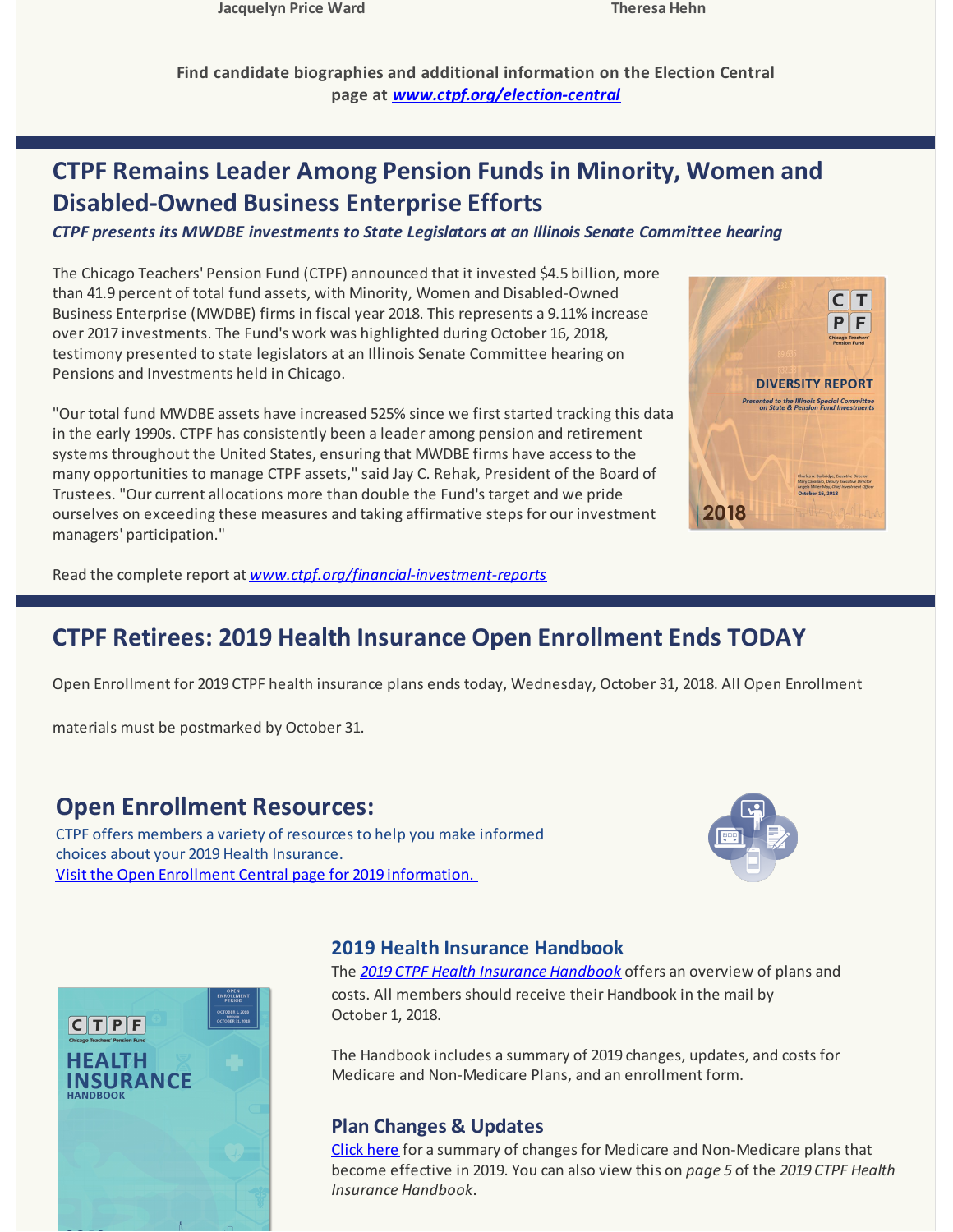**Jacquelyn Price Ward** **Theresa Hehn**

**Find candidate biographies and additional information on the Election Central page at [*www.ctpf.org/election-central*](www.ctpf.org/election-central)**

## CTPF Remains Leader Among Pension Funds in Minority, Women and Disabled-Owned Business Enterprise Efforts

***CTPF presents its MWDBE investments to State Legislators at an Illinois Senate Committee hearing***

The Chicago Teachers' Pension Fund (CTPF) announced that it invested $4.5 billion, more than 41.9 percent of total fund assets, with Minority, Women and Disabled-Owned Business Enterprise (MWDBE) firms in fiscal year 2018. This represents a 9.11% increase over 2017 investments. The Fund's work was highlighted during October 16, 2018, testimony presented to state legislators at an Illinois Senate Committee hearing on Pensions and Investments held in Chicago.

"Our total fund MWDBE assets have increased 525% since we first started tracking this data in the early 1990s. CTPF has consistently been a leader among pension and retirement systems throughout the United States, ensuring that MWDBE firms have access to the many opportunities to manage CTPF assets," said Jay C. Rehak, President of the Board of Trustees. "Our current allocations more than double the Fund's target and we pride ourselves on exceeding these measures and taking affirmative steps for our investment managers' participation."

Read the complete report at [*www.ctpf.org/financial-investment-reports*](www.ctpf.org/financial-investment-reports)

## CTPF Retirees: 2019 Health Insurance Open Enrollment Ends TODAY

Open Enrollment for 2019 CTPF health insurance plans ends today, Wednesday, October 31, 2018. All Open Enrollment materials must be postmarked by October 31.

## Open Enrollment Resources:

CTPF offers members a variety of resources to help you make informed choices about your 2019 Health Insurance.
Visit the Open Enrollment Central page for 2019 information.

### 2019 Health Insurance Handbook

The *2019 CTPF Health Insurance Handbook* offers an overview of plans and costs. All members should receive their Handbook in the mail by October 1, 2018.

The Handbook includes a summary of 2019 changes, updates, and costs for Medicare and Non-Medicare Plans, and an enrollment form.

### Plan Changes & Updates

Click here for a summary of changes for Medicare and Non-Medicare plans that become effective in 2019. You can also view this on *page 5* of the *2019 CTPF Health Insurance Handbook*.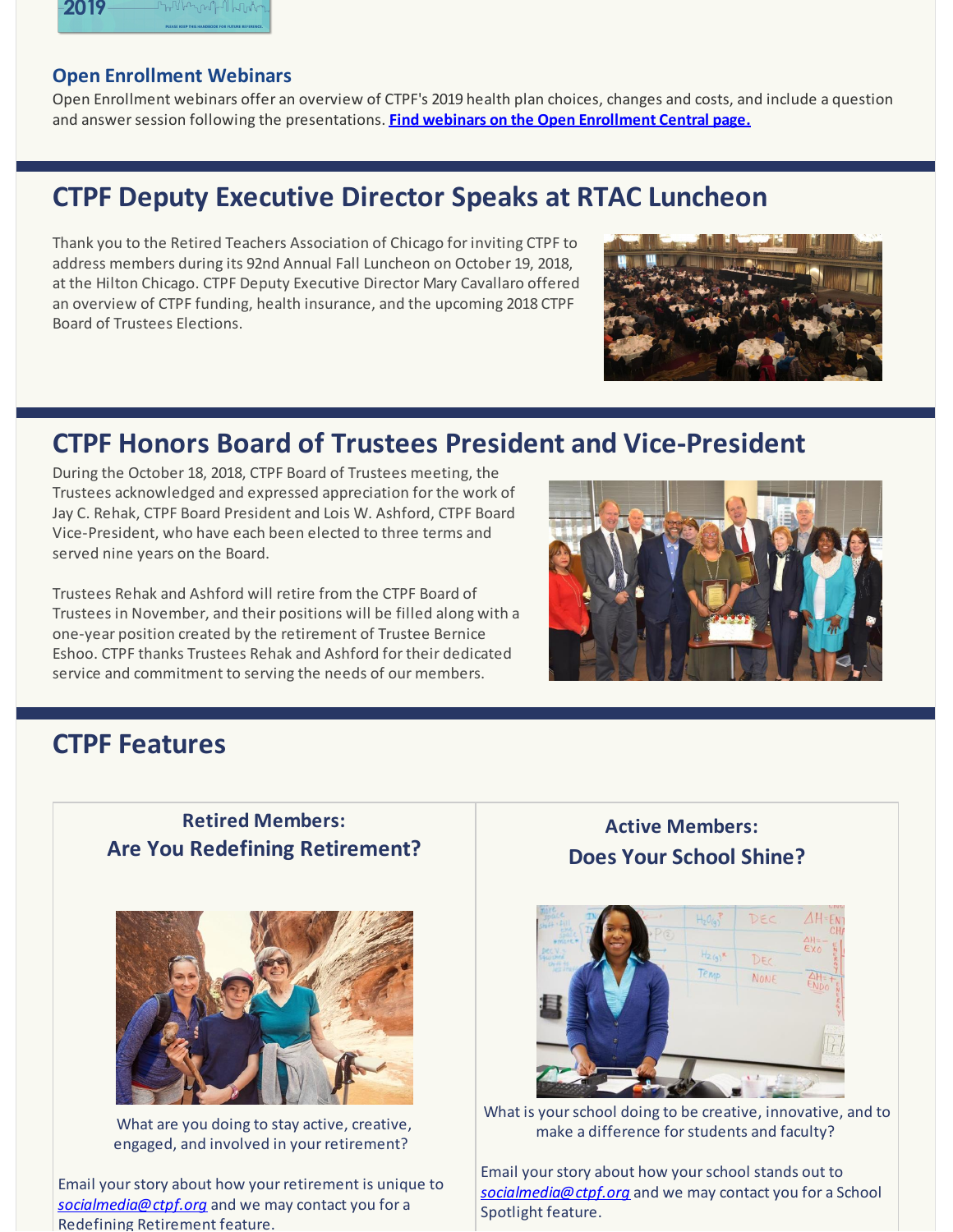### Open Enrollment Webinars

Open Enrollment webinars offer an overview of CTPF's 2019 health plan choices, changes and costs, and include a question and answer session following the presentations. **Find webinars on the Open Enrollment Central page.**

## CTPF Deputy Executive Director Speaks at RTAC Luncheon

Thank you to the Retired Teachers Association of Chicago for inviting CTPF to address members during its 92nd Annual Fall Luncheon on October 19, 2018, at the Hilton Chicago. CTPF Deputy Executive Director Mary Cavallaro offered an overview of CTPF funding, health insurance, and the upcoming 2018 CTPF Board of Trustees Elections.

## CTPF Honors Board of Trustees President and Vice-President

During the October 18, 2018, CTPF Board of Trustees meeting, the Trustees acknowledged and expressed appreciation for the work of Jay C. Rehak, CTPF Board President and Lois W. Ashford, CTPF Board Vice-President, who have each been elected to three terms and served nine years on the Board.

Trustees Rehak and Ashford will retire from the CTPF Board of Trustees in November, and their positions will be filled along with a one-year position created by the retirement of Trustee Bernice Eshoo. CTPF thanks Trustees Rehak and Ashford for their dedicated service and commitment to serving the needs of our members.

## CTPF Features

### Retired Members: Are You Redefining Retirement?

What are you doing to stay active, creative, engaged, and involved in your retirement?

Email your story about how your retirement is unique to *socialmedia@ctpf.org* and we may contact you for a Redefining Retirement feature.

### Active Members: Does Your School Shine?

What is your school doing to be creative, innovative, and to make a difference for students and faculty?

Email your story about how your school stands out to *socialmedia@ctpf.org* and we may contact you for a School Spotlight feature.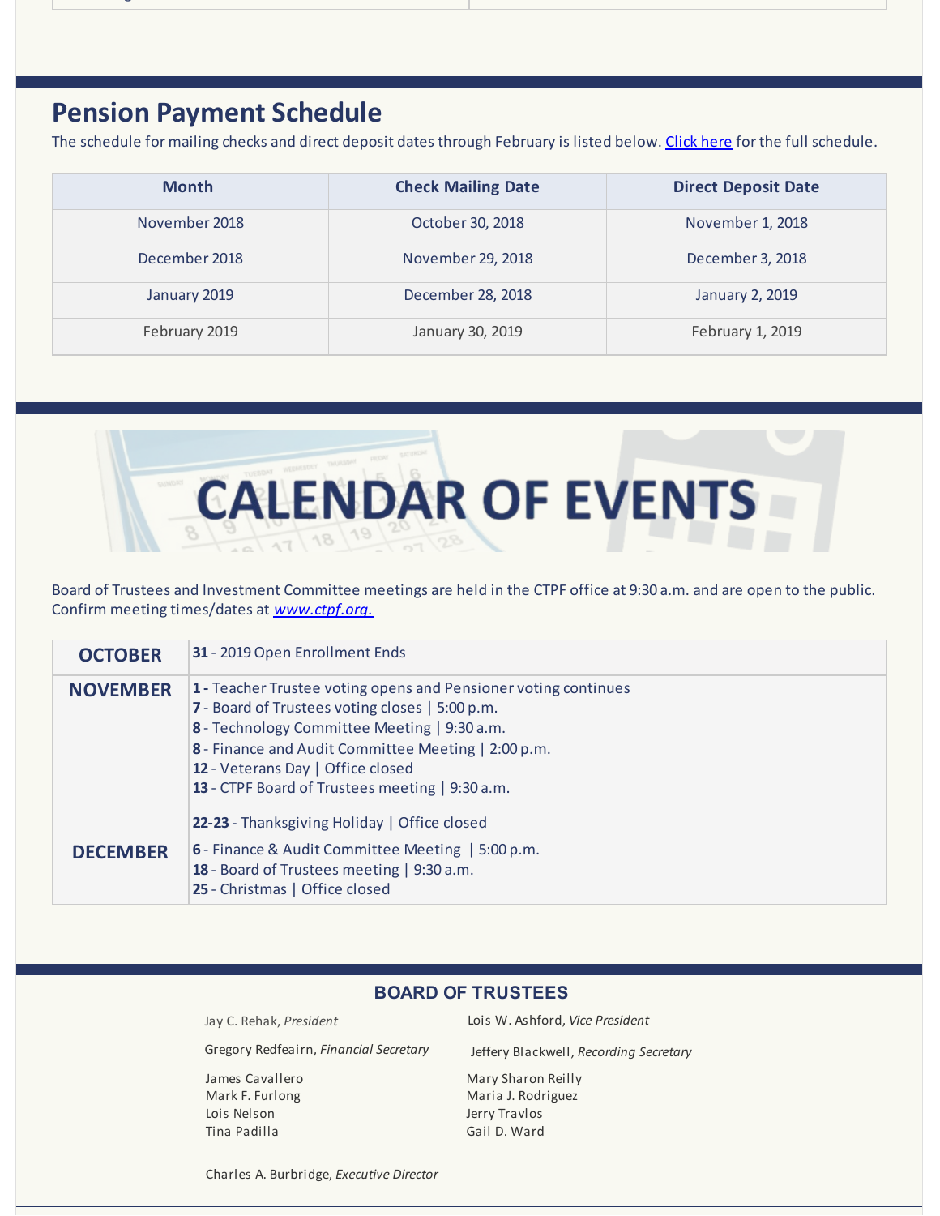## Pension Payment Schedule

The schedule for mailing checks and direct deposit dates through February is listed below. [Click here](#) for the full schedule.

| Month | Check Mailing Date | Direct Deposit Date |
|---|---|---|
| November 2018 | October 30, 2018 | November 1, 2018 |
| December 2018 | November 29, 2018 | December 3, 2018 |
| January 2019 | December 28, 2018 | January 2, 2019 |
| February 2019 | January 30, 2019 | February 1, 2019 |

# CALENDAR OF EVENTS

Board of Trustees and Investment Committee meetings are held in the CTPF office at 9:30 a.m. and are open to the public. Confirm meeting times/dates at *[www.ctpf.org.](http://www.ctpf.org)*

| | |
|---|---|
| **OCTOBER** | **31** - 2019 Open Enrollment Ends |
| **NOVEMBER** | **1 -** Teacher Trustee voting opens and Pensioner voting continues<br>**7** - Board of Trustees voting closes \| 5:00 p.m.<br>**8** - Technology Committee Meeting \| 9:30 a.m.<br>**8** - Finance and Audit Committee Meeting \| 2:00 p.m.<br>**12** - Veterans Day \| Office closed<br>**13** - CTPF Board of Trustees meeting \| 9:30 a.m.<br><br>**22-23** - Thanksgiving Holiday \| Office closed |
| **DECEMBER** | **6** - Finance & Audit Committee Meeting \| 5:00 p.m.<br>**18** - Board of Trustees meeting \| 9:30 a.m.<br>**25** - Christmas \| Office closed |

## BOARD OF TRUSTEES

Jay C. Rehak, *President*
Lois W. Ashford, *Vice President*
Gregory Redfeairn, *Financial Secretary*
Jeffery Blackwell, *Recording Secretary*

James Cavallero
Mark F. Furlong
Lois Nelson
Tina Padilla
Mary Sharon Reilly
Maria J. Rodriguez
Jerry Travlos
Gail D. Ward

Charles A. Burbridge, *Executive Director*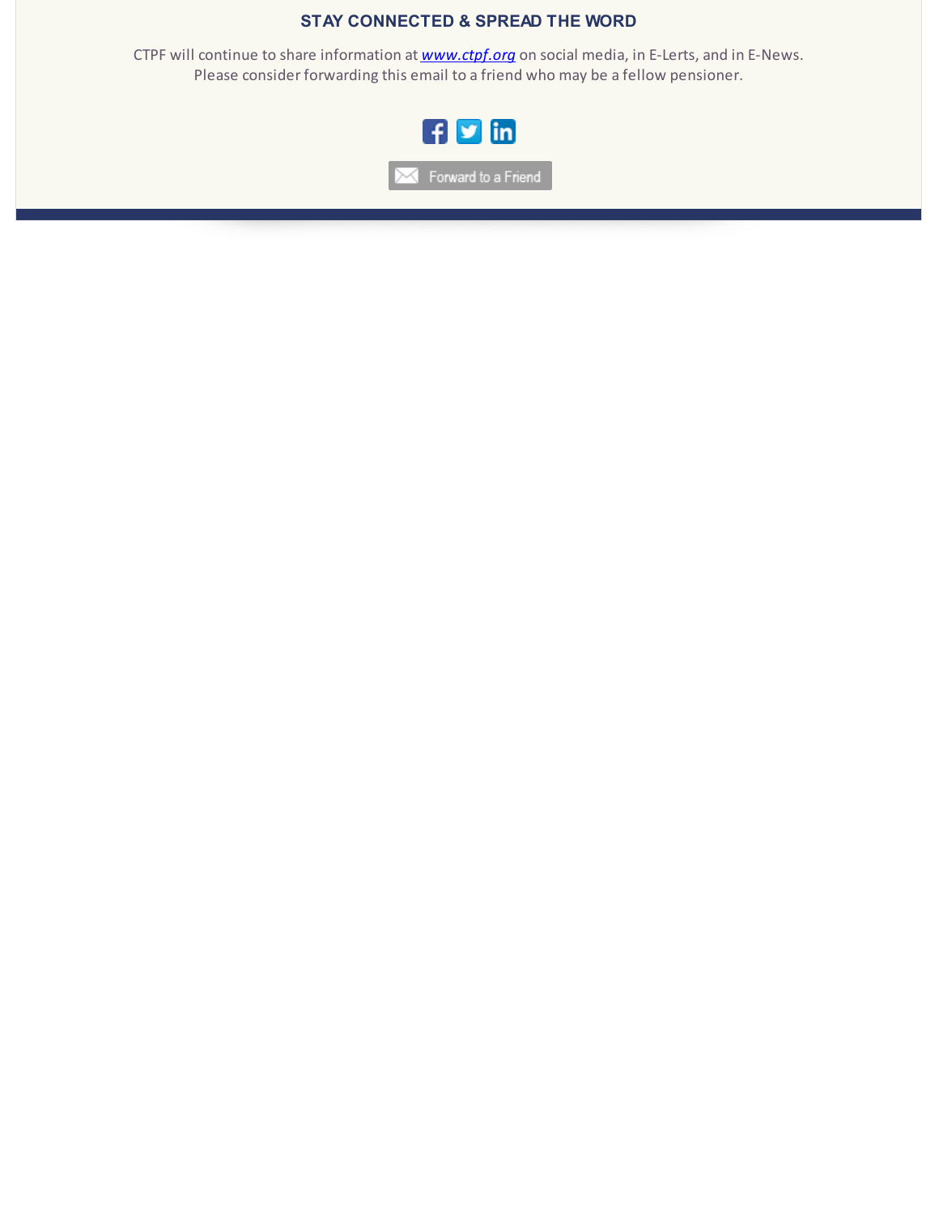## STAY CONNECTED & SPREAD THE WORD

CTPF will continue to share information at *[www.ctpf.org](http://www.ctpf.org)* on social media, in E-Lerts, and in E-News. Please consider forwarding this email to a friend who may be a fellow pensioner.

Forward to a Friend